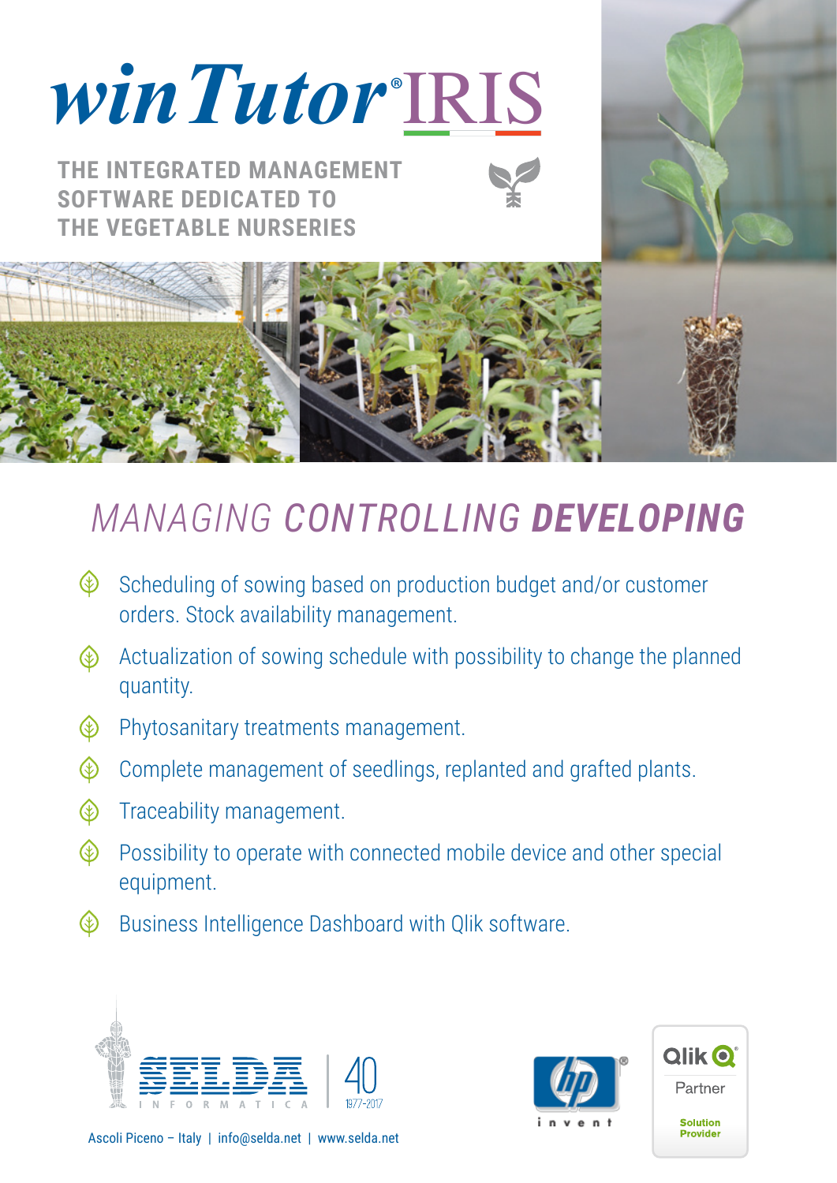# winTutor® IRIS

**THE INTEGRATED MANAGEMENT SOFTWARE DEDICATED TO THE VEGETABLE NURSERIES**

## *MANAGING* ***CONTROLLING*** ***DEVELOPING***

- Scheduling of sowing based on production budget and/or customer orders. Stock availability management.
- Actualization of sowing schedule with possibility to change the planned quantity.
- Phytosanitary treatments management.
- Complete management of seedlings, replanted and grafted plants.
- Traceability management.
- Possibility to operate with connected mobile device and other special equipment.
- Business Intelligence Dashboard with Qlik software.

SELDA INFORMATICA | 40 1977-2017

Ascoli Piceno – Italy | info@selda.net | www.selda.net

hp invent

Qlik Partner Solution Provider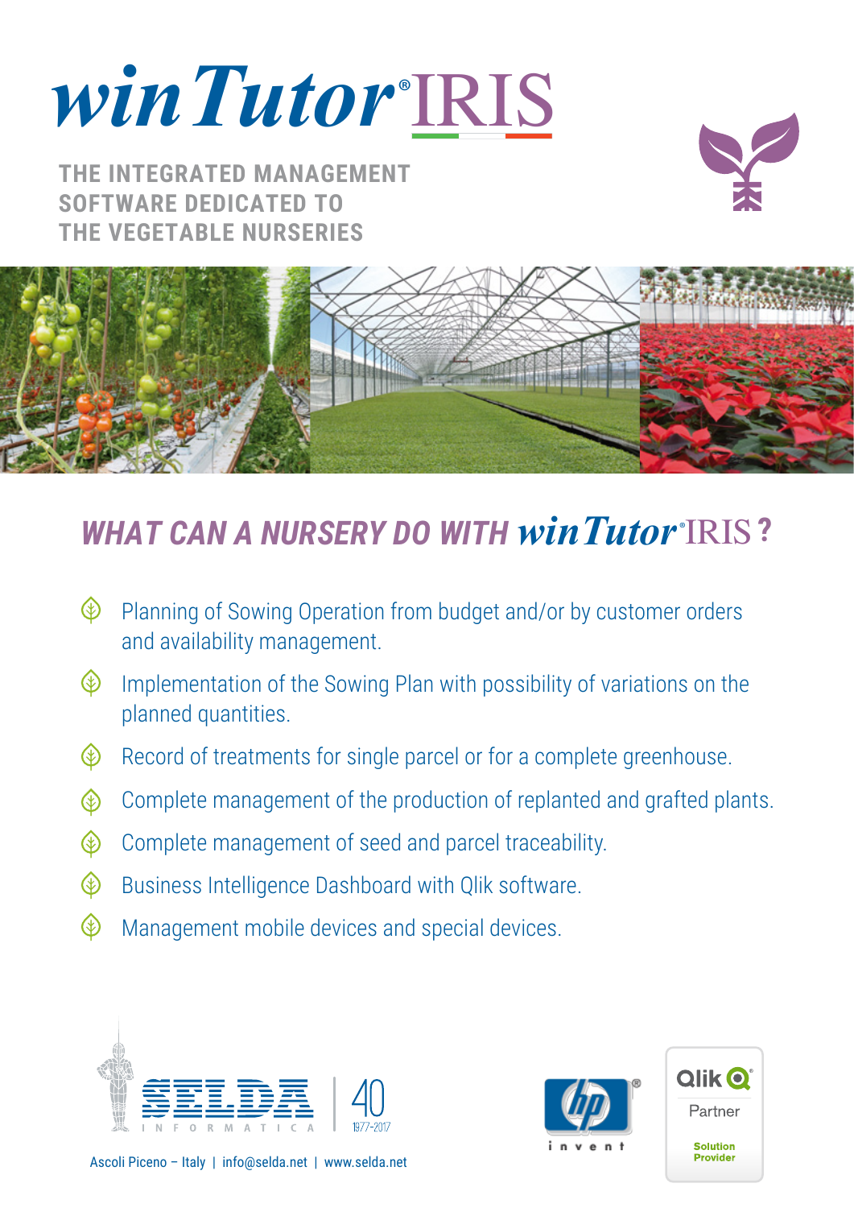# winTutor® IRIS

**THE INTEGRATED MANAGEMENT SOFTWARE DEDICATED TO THE VEGETABLE NURSERIES**

## *WHAT CAN A NURSERY DO WITH winTutor® IRIS?*

- Planning of Sowing Operation from budget and/or by customer orders and availability management.
- Implementation of the Sowing Plan with possibility of variations on the planned quantities.
- Record of treatments for single parcel or for a complete greenhouse.
- Complete management of the production of replanted and grafted plants.
- Complete management of seed and parcel traceability.
- Business Intelligence Dashboard with Qlik software.
- Management mobile devices and special devices.

SELDA INFORMATICA 40 1977-2017

Ascoli Piceno – Italy | info@selda.net | www.selda.net

hp invent

Qlik Partner Solution Provider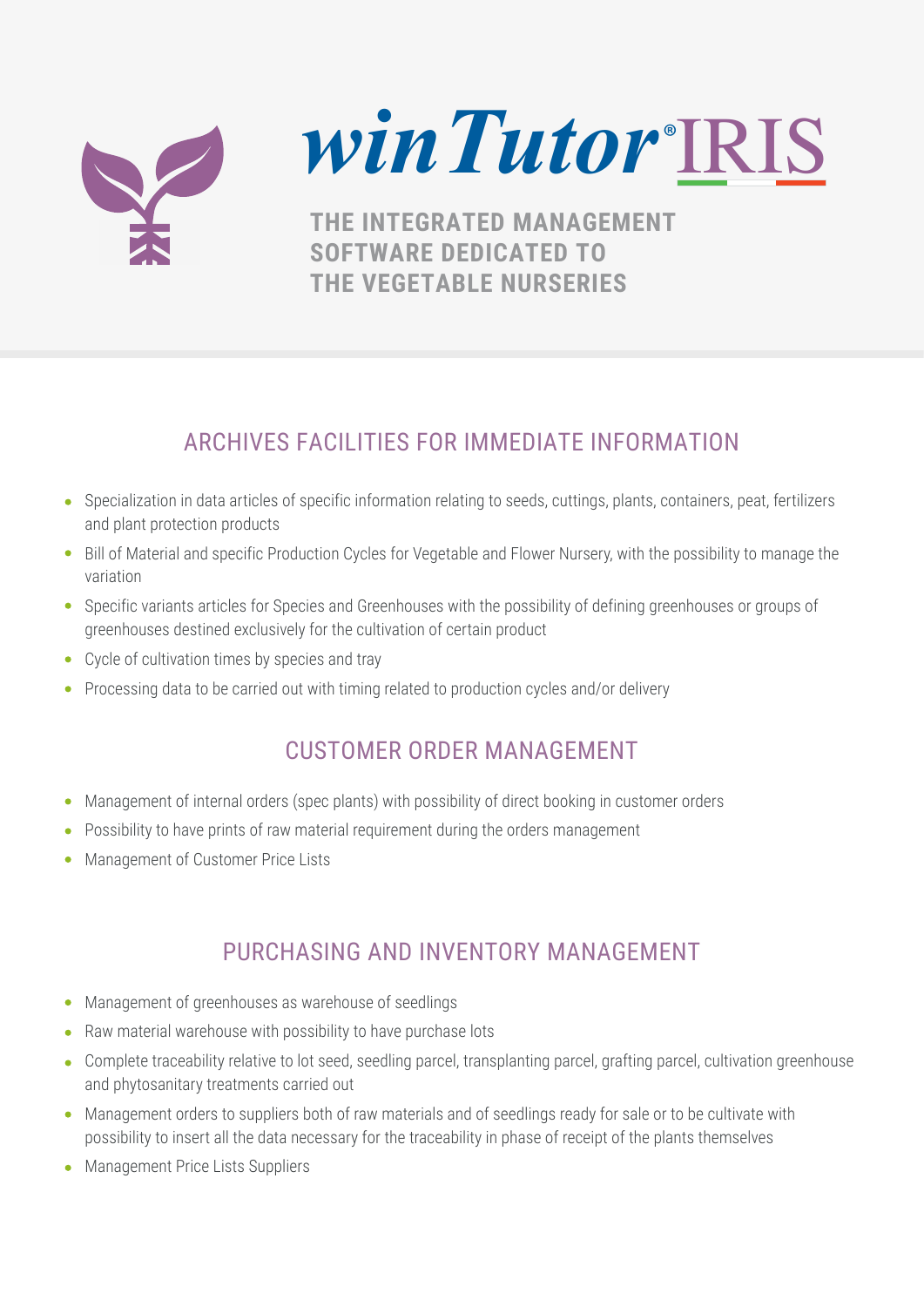# winTutor® IRIS

**THE INTEGRATED MANAGEMENT SOFTWARE DEDICATED TO THE VEGETABLE NURSERIES**

## ARCHIVES FACILITIES FOR IMMEDIATE INFORMATION

- Specialization in data articles of specific information relating to seeds, cuttings, plants, containers, peat, fertilizers and plant protection products
- Bill of Material and specific Production Cycles for Vegetable and Flower Nursery, with the possibility to manage the variation
- Specific variants articles for Species and Greenhouses with the possibility of defining greenhouses or groups of greenhouses destined exclusively for the cultivation of certain product
- Cycle of cultivation times by species and tray
- Processing data to be carried out with timing related to production cycles and/or delivery

## CUSTOMER ORDER MANAGEMENT

- Management of internal orders (spec plants) with possibility of direct booking in customer orders
- Possibility to have prints of raw material requirement during the orders management
- Management of Customer Price Lists

## PURCHASING AND INVENTORY MANAGEMENT

- Management of greenhouses as warehouse of seedlings
- Raw material warehouse with possibility to have purchase lots
- Complete traceability relative to lot seed, seedling parcel, transplanting parcel, grafting parcel, cultivation greenhouse and phytosanitary treatments carried out
- Management orders to suppliers both of raw materials and of seedlings ready for sale or to be cultivate with possibility to insert all the data necessary for the traceability in phase of receipt of the plants themselves
- Management Price Lists Suppliers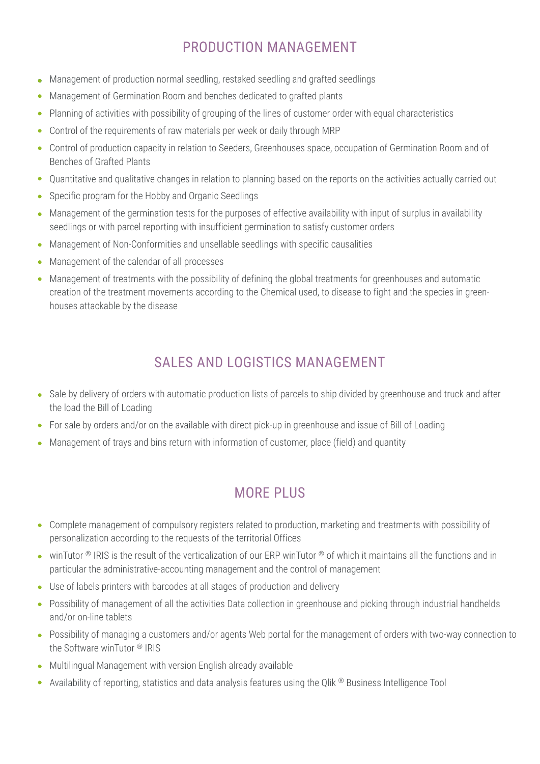## PRODUCTION MANAGEMENT

- Management of production normal seedling, restaked seedling and grafted seedlings
- Management of Germination Room and benches dedicated to grafted plants
- Planning of activities with possibility of grouping of the lines of customer order with equal characteristics
- Control of the requirements of raw materials per week or daily through MRP
- Control of production capacity in relation to Seeders, Greenhouses space, occupation of Germination Room and of Benches of Grafted Plants
- Quantitative and qualitative changes in relation to planning based on the reports on the activities actually carried out
- Specific program for the Hobby and Organic Seedlings
- Management of the germination tests for the purposes of effective availability with input of surplus in availability seedlings or with parcel reporting with insufficient germination to satisfy customer orders
- Management of Non-Conformities and unsellable seedlings with specific causalities
- Management of the calendar of all processes
- Management of treatments with the possibility of defining the global treatments for greenhouses and automatic creation of the treatment movements according to the Chemical used, to disease to fight and the species in greenhouses attackable by the disease

## SALES AND LOGISTICS MANAGEMENT

- Sale by delivery of orders with automatic production lists of parcels to ship divided by greenhouse and truck and after the load the Bill of Loading
- For sale by orders and/or on the available with direct pick-up in greenhouse and issue of Bill of Loading
- Management of trays and bins return with information of customer, place (field) and quantity

## MORE PLUS

- Complete management of compulsory registers related to production, marketing and treatments with possibility of personalization according to the requests of the territorial Offices
- winTutor ® IRIS is the result of the verticalization of our ERP winTutor ® of which it maintains all the functions and in particular the administrative-accounting management and the control of management
- Use of labels printers with barcodes at all stages of production and delivery
- Possibility of management of all the activities Data collection in greenhouse and picking through industrial handhelds and/or on-line tablets
- Possibility of managing a customers and/or agents Web portal for the management of orders with two-way connection to the Software winTutor ® IRIS
- Multilingual Management with version English already available
- Availability of reporting, statistics and data analysis features using the Qlik ® Business Intelligence Tool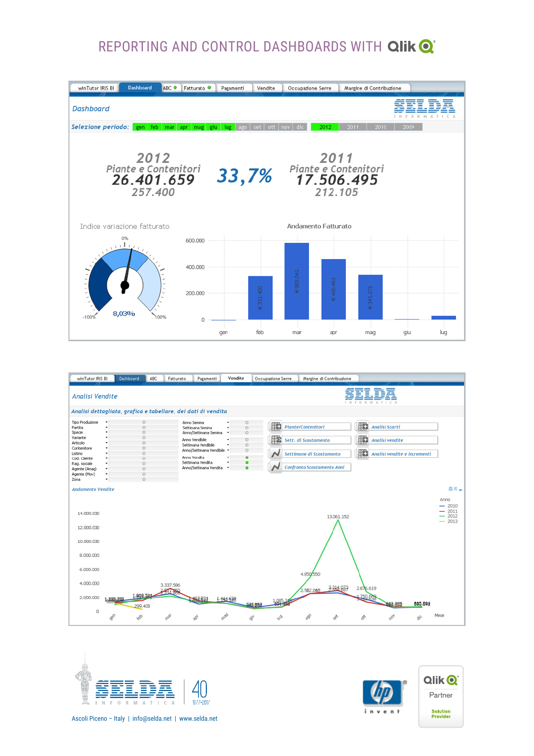# REPORTING AND CONTROL DASHBOARDS WITH Qlik

winTutor IRIS BI | Dashboard | ABC | Fatturato | Pagamenti | Vendite | Occupazione Serre | Margine di Contribuzione

Dashboard

Selezione periodo: gen feb mar apr mag giu lug ago set ott nov dic 2012 2011 2010 2009

2012
Piante e Contenitori
26.401.659
257.400

33,7%

2011
Piante e Contenitori
17.506.495
212.105

Indice variazione fatturato

0%
-100%
100%
8,03%

Andamento Fatturato

600.000
400.000
200.000
0

€ 331.400
€ 583.041
€ 460.461
€ 341.271

gen feb mar apr mag giu lug

winTutor IRIS BI | Dashboard | ABC | Fatturato | Pagamenti | Vendite | Occupazione Serre | Margine di Contribuzione

Analisi Vendite

Analisi dettagliata, grafica e tabellare, dei dati di vendita

Tipo Produzione
Partita
Specie
Variante
Articolo
Contenitore
Listino
Cod. Cliente
Rag. sociale
Agente (Anag)
Agente (Mov)
Zona

Anno Semina
Settimana Semina
Anno/Settimana Semina
Anno Vendibile
Settimana Vendibile
Anno/Settimana Vendibile
Anno Vendita
Settimana Vendita
Anno/Settimana Vendita

Piante/Contenitori
Sett. di Scostamento
Settimane di Scostamento
Confronto Scostamento Anni
Analisi Scarti
Analisi vendite
Analisi vendite e Incrementi

Andamento Vendite

Anno
2010
2011
2012
2013

14.000.000
12.000.000
10.000.000
8.000.000
6.000.000
4.000.000
2.000.000
0

13.061.152
4.850.550
3.337.596
2.876.619
2.582.068
299.408

gen feb mar apr mag giu lug ago set ott nov dic
Mese

SELDA INFORMATICA 40 1977-2017

Ascoli Piceno – Italy | info@selda.net | www.selda.net

hp invent

Qlik Partner Solution Provider